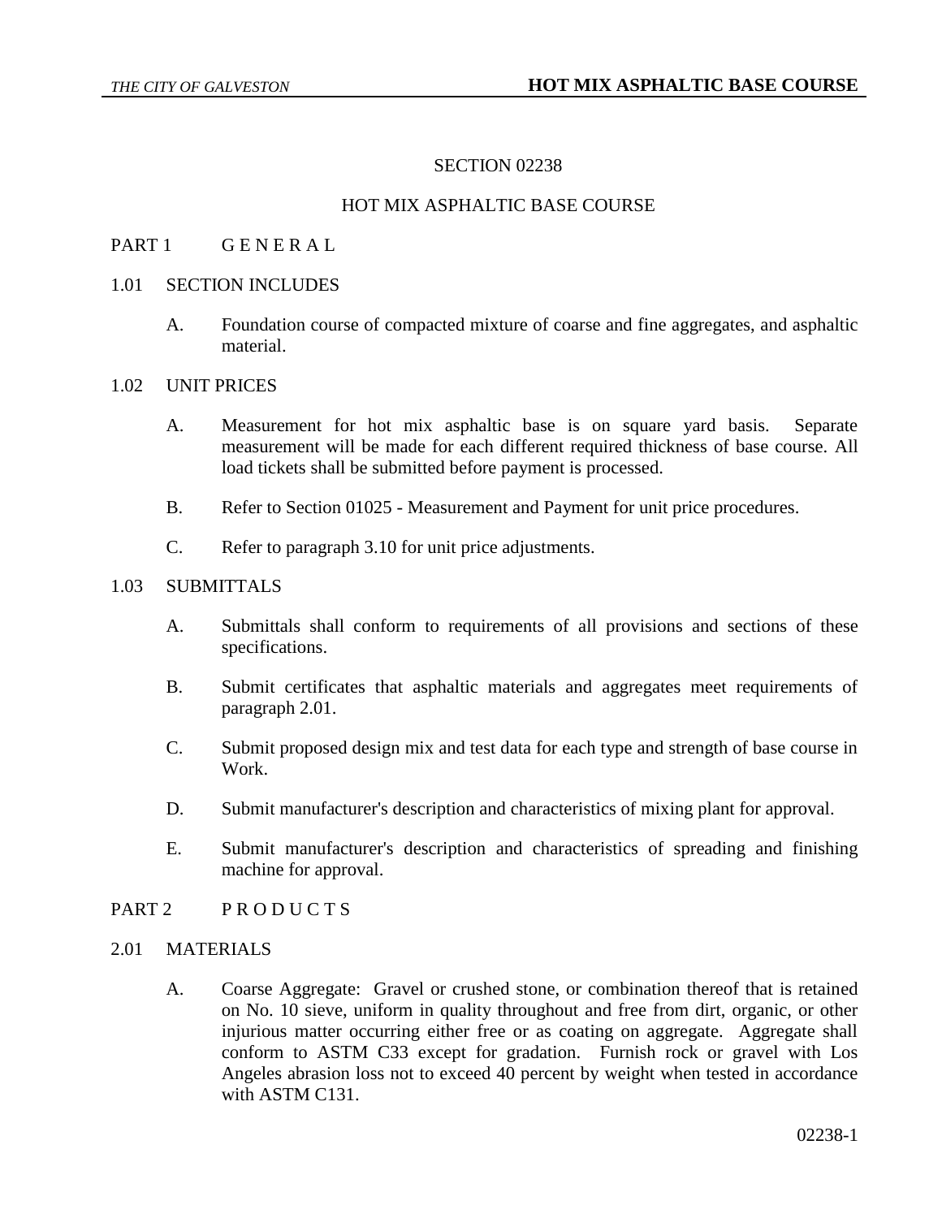# SECTION 02238

# HOT MIX ASPHALTIC BASE COURSE

## PART 1 G E N E R A L

### 1.01 SECTION INCLUDES

A. Foundation course of compacted mixture of coarse and fine aggregates, and asphaltic material.

### 1.02 UNIT PRICES

A. Measurement for hot mix asphaltic base is on square yard basis. Separate measurement will be made for each different required thickness of base course. All load tickets shall be submitted before payment is processed.

B. Refer to Section 01025 - Measurement and Payment for unit price procedures.

C. Refer to paragraph 3.10 for unit price adjustments.

### 1.03 SUBMITTALS

A. Submittals shall conform to requirements of all provisions and sections of these specifications.

B. Submit certificates that asphaltic materials and aggregates meet requirements of paragraph 2.01.

C. Submit proposed design mix and test data for each type and strength of base course in Work.

D. Submit manufacturer's description and characteristics of mixing plant for approval.

E. Submit manufacturer's description and characteristics of spreading and finishing machine for approval.

## PART 2 P R O D U C T S

### 2.01 MATERIALS

A. Coarse Aggregate: Gravel or crushed stone, or combination thereof that is retained on No. 10 sieve, uniform in quality throughout and free from dirt, organic, or other injurious matter occurring either free or as coating on aggregate. Aggregate shall conform to ASTM C33 except for gradation. Furnish rock or gravel with Los Angeles abrasion loss not to exceed 40 percent by weight when tested in accordance with ASTM C131.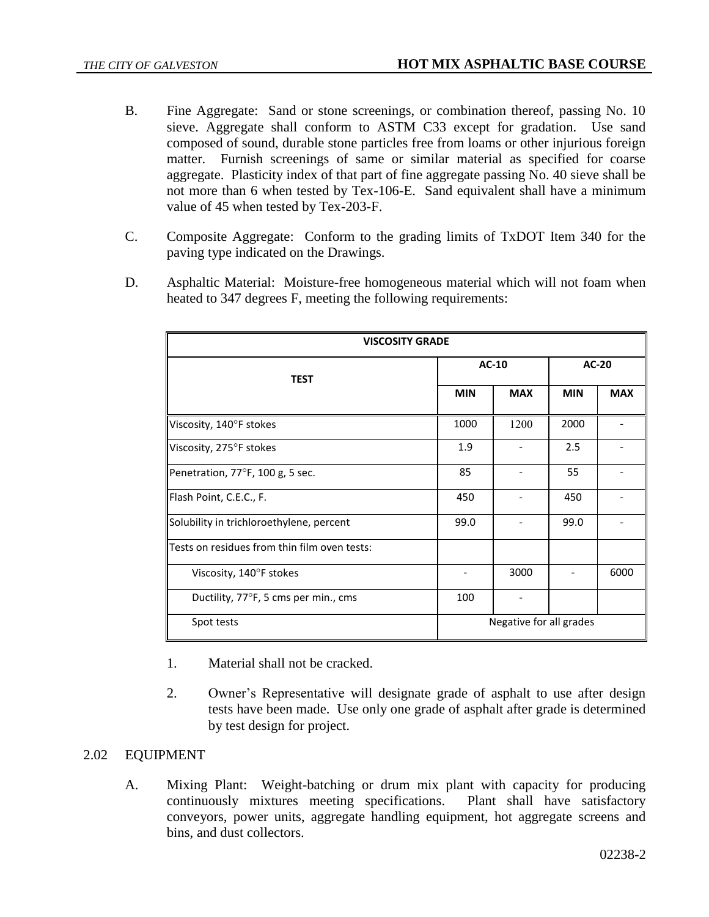B. Fine Aggregate: Sand or stone screenings, or combination thereof, passing No. 10 sieve. Aggregate shall conform to ASTM C33 except for gradation. Use sand composed of sound, durable stone particles free from loams or other injurious foreign matter. Furnish screenings of same or similar material as specified for coarse aggregate. Plasticity index of that part of fine aggregate passing No. 40 sieve shall be not more than 6 when tested by Tex-106-E. Sand equivalent shall have a minimum value of 45 when tested by Tex-203-F.

C. Composite Aggregate: Conform to the grading limits of TxDOT Item 340 for the paving type indicated on the Drawings.

D. Asphaltic Material: Moisture-free homogeneous material which will not foam when heated to 347 degrees F, meeting the following requirements:

| VISCOSITY GRADE | | | | |
|---|---|---|---|---|
| **TEST** | **AC-10** | | **AC-20** | |
| | **MIN** | **MAX** | **MIN** | **MAX** |
| Viscosity, 140°F stokes | 1000 | 1200 | 2000 | - |
| Viscosity, 275°F stokes | 1.9 | - | 2.5 | - |
| Penetration, 77°F, 100 g, 5 sec. | 85 | - | 55 | - |
| Flash Point, C.E.C., F. | 450 | - | 450 | - |
| Solubility in trichloroethylene, percent | 99.0 | - | 99.0 | - |
| Tests on residues from thin film oven tests: | | | | |
| Viscosity, 140°F stokes | - | 3000 | - | 6000 |
| Ductility, 77°F, 5 cms per min., cms | 100 | - | | |
| Spot tests | Negative for all grades | | | |

1. Material shall not be cracked.

2. Owner's Representative will designate grade of asphalt to use after design tests have been made. Use only one grade of asphalt after grade is determined by test design for project.

## 2.02 EQUIPMENT

A. Mixing Plant: Weight-batching or drum mix plant with capacity for producing continuously mixtures meeting specifications. Plant shall have satisfactory conveyors, power units, aggregate handling equipment, hot aggregate screens and bins, and dust collectors.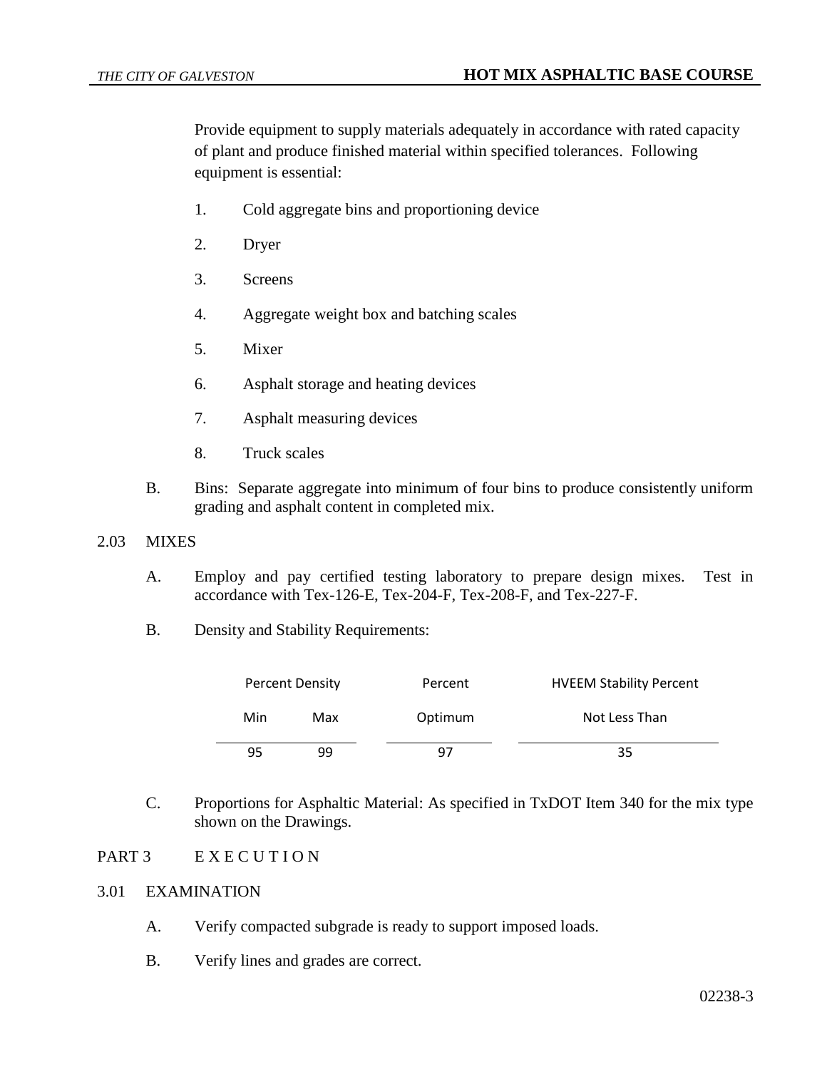Provide equipment to supply materials adequately in accordance with rated capacity of plant and produce finished material within specified tolerances. Following equipment is essential:

1. Cold aggregate bins and proportioning device
2. Dryer
3. Screens
4. Aggregate weight box and batching scales
5. Mixer
6. Asphalt storage and heating devices
7. Asphalt measuring devices
8. Truck scales

B. Bins: Separate aggregate into minimum of four bins to produce consistently uniform grading and asphalt content in completed mix.

## 2.03 MIXES

A. Employ and pay certified testing laboratory to prepare design mixes. Test in accordance with Tex-126-E, Tex-204-F, Tex-208-F, and Tex-227-F.

B. Density and Stability Requirements:

| Percent Density | | Percent | HVEEM Stability Percent |
|---|---|---|---|
| Min | Max | Optimum | Not Less Than |
| 95 | 99 | 97 | 35 |

C. Proportions for Asphaltic Material: As specified in TxDOT Item 340 for the mix type shown on the Drawings.

# PART 3 EXECUTION

## 3.01 EXAMINATION

A. Verify compacted subgrade is ready to support imposed loads.

B. Verify lines and grades are correct.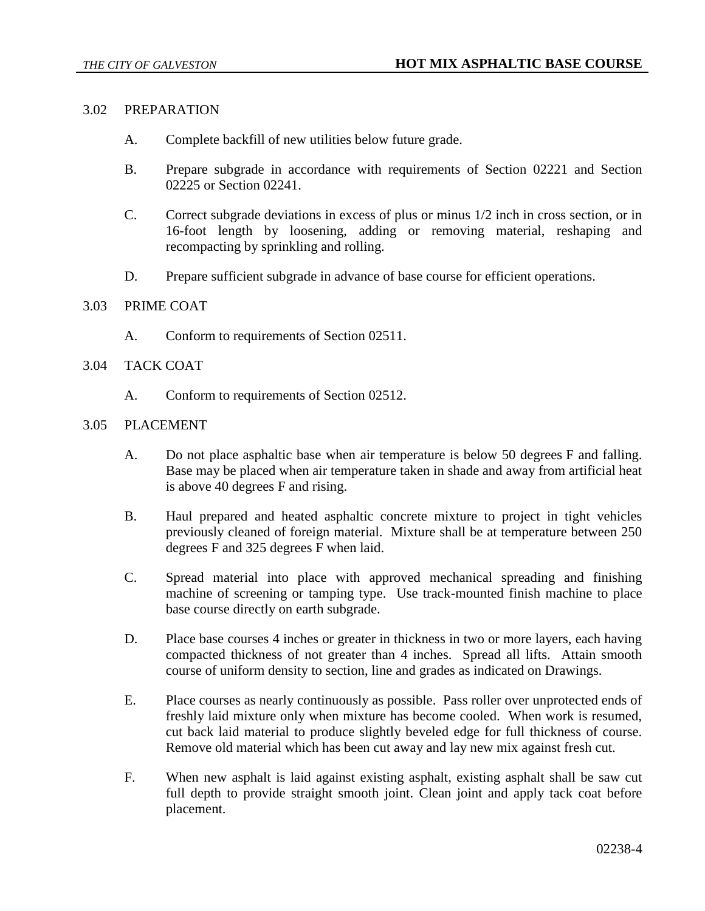## 3.02 PREPARATION

A. Complete backfill of new utilities below future grade.

B. Prepare subgrade in accordance with requirements of Section 02221 and Section 02225 or Section 02241.

C. Correct subgrade deviations in excess of plus or minus 1/2 inch in cross section, or in 16-foot length by loosening, adding or removing material, reshaping and recompacting by sprinkling and rolling.

D. Prepare sufficient subgrade in advance of base course for efficient operations.

## 3.03 PRIME COAT

A. Conform to requirements of Section 02511.

## 3.04 TACK COAT

A. Conform to requirements of Section 02512.

## 3.05 PLACEMENT

A. Do not place asphaltic base when air temperature is below 50 degrees F and falling. Base may be placed when air temperature taken in shade and away from artificial heat is above 40 degrees F and rising.

B. Haul prepared and heated asphaltic concrete mixture to project in tight vehicles previously cleaned of foreign material. Mixture shall be at temperature between 250 degrees F and 325 degrees F when laid.

C. Spread material into place with approved mechanical spreading and finishing machine of screening or tamping type. Use track-mounted finish machine to place base course directly on earth subgrade.

D. Place base courses 4 inches or greater in thickness in two or more layers, each having compacted thickness of not greater than 4 inches. Spread all lifts. Attain smooth course of uniform density to section, line and grades as indicated on Drawings.

E. Place courses as nearly continuously as possible. Pass roller over unprotected ends of freshly laid mixture only when mixture has become cooled. When work is resumed, cut back laid material to produce slightly beveled edge for full thickness of course. Remove old material which has been cut away and lay new mix against fresh cut.

F. When new asphalt is laid against existing asphalt, existing asphalt shall be saw cut full depth to provide straight smooth joint. Clean joint and apply tack coat before placement.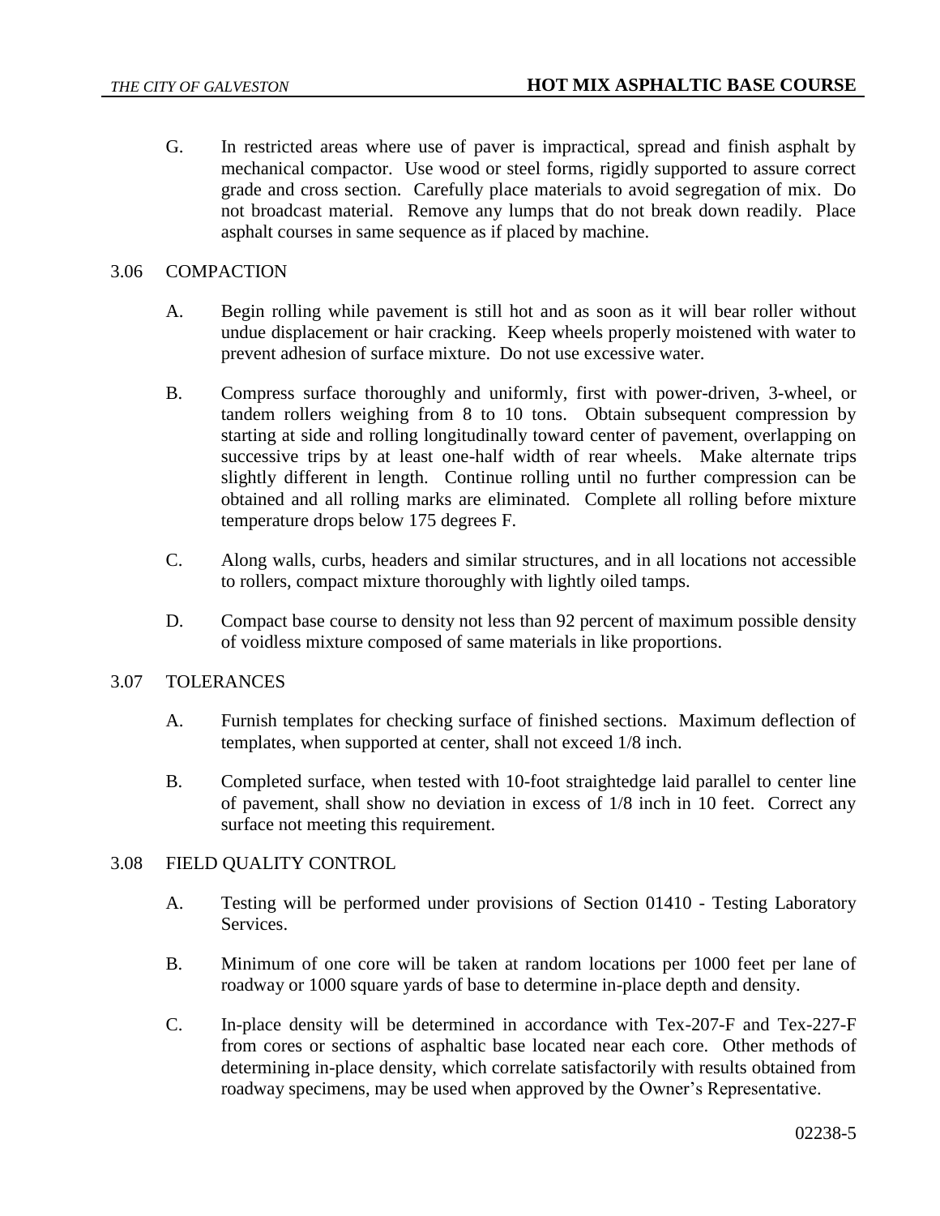G. In restricted areas where use of paver is impractical, spread and finish asphalt by mechanical compactor. Use wood or steel forms, rigidly supported to assure correct grade and cross section. Carefully place materials to avoid segregation of mix. Do not broadcast material. Remove any lumps that do not break down readily. Place asphalt courses in same sequence as if placed by machine.

## 3.06 COMPACTION

A. Begin rolling while pavement is still hot and as soon as it will bear roller without undue displacement or hair cracking. Keep wheels properly moistened with water to prevent adhesion of surface mixture. Do not use excessive water.

B. Compress surface thoroughly and uniformly, first with power-driven, 3-wheel, or tandem rollers weighing from 8 to 10 tons. Obtain subsequent compression by starting at side and rolling longitudinally toward center of pavement, overlapping on successive trips by at least one-half width of rear wheels. Make alternate trips slightly different in length. Continue rolling until no further compression can be obtained and all rolling marks are eliminated. Complete all rolling before mixture temperature drops below 175 degrees F.

C. Along walls, curbs, headers and similar structures, and in all locations not accessible to rollers, compact mixture thoroughly with lightly oiled tamps.

D. Compact base course to density not less than 92 percent of maximum possible density of voidless mixture composed of same materials in like proportions.

## 3.07 TOLERANCES

A. Furnish templates for checking surface of finished sections. Maximum deflection of templates, when supported at center, shall not exceed 1/8 inch.

B. Completed surface, when tested with 10-foot straightedge laid parallel to center line of pavement, shall show no deviation in excess of 1/8 inch in 10 feet. Correct any surface not meeting this requirement.

## 3.08 FIELD QUALITY CONTROL

A. Testing will be performed under provisions of Section 01410 - Testing Laboratory Services.

B. Minimum of one core will be taken at random locations per 1000 feet per lane of roadway or 1000 square yards of base to determine in-place depth and density.

C. In-place density will be determined in accordance with Tex-207-F and Tex-227-F from cores or sections of asphaltic base located near each core. Other methods of determining in-place density, which correlate satisfactorily with results obtained from roadway specimens, may be used when approved by the Owner's Representative.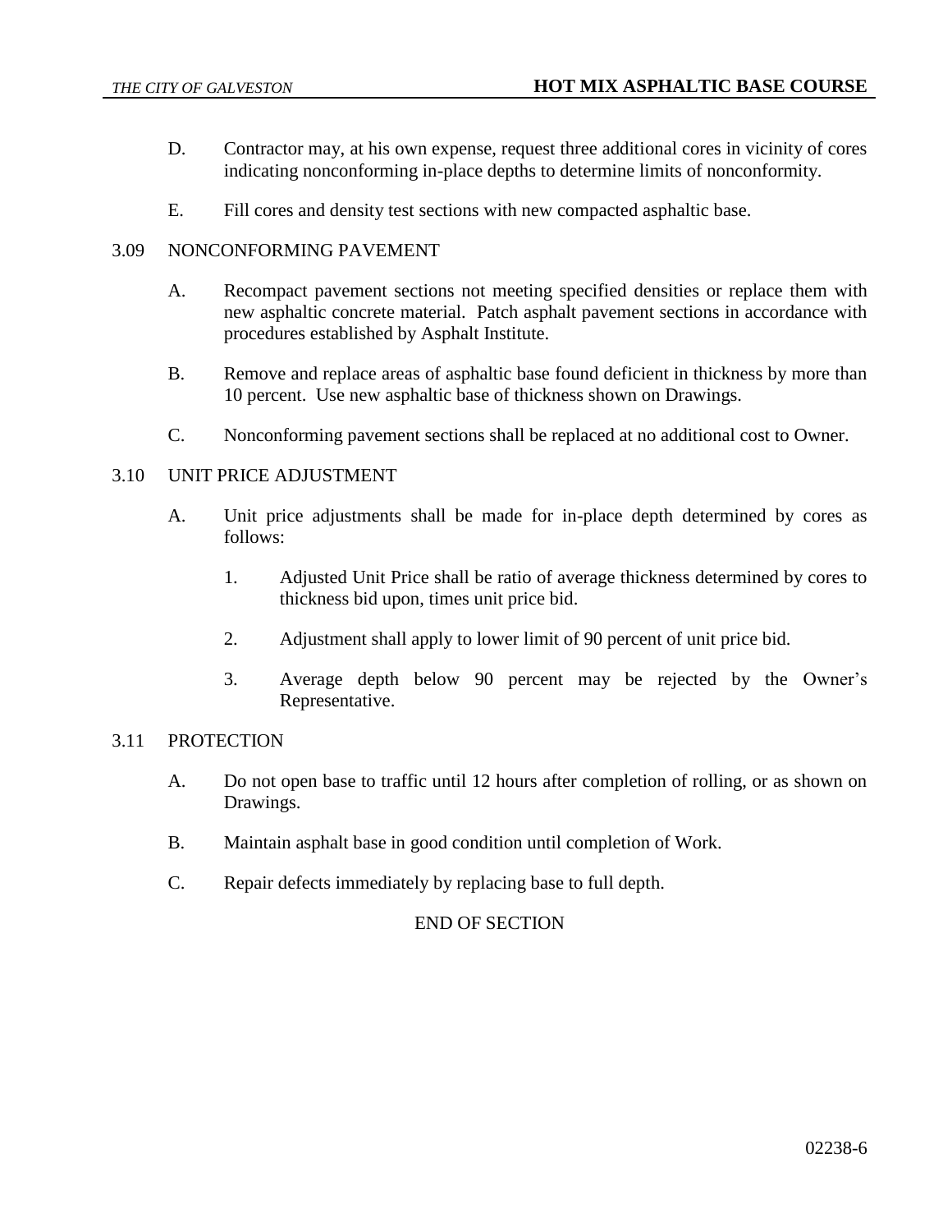D. Contractor may, at his own expense, request three additional cores in vicinity of cores indicating nonconforming in-place depths to determine limits of nonconformity.

E. Fill cores and density test sections with new compacted asphaltic base.

## 3.09 NONCONFORMING PAVEMENT

A. Recompact pavement sections not meeting specified densities or replace them with new asphaltic concrete material. Patch asphalt pavement sections in accordance with procedures established by Asphalt Institute.

B. Remove and replace areas of asphaltic base found deficient in thickness by more than 10 percent. Use new asphaltic base of thickness shown on Drawings.

C. Nonconforming pavement sections shall be replaced at no additional cost to Owner.

## 3.10 UNIT PRICE ADJUSTMENT

A. Unit price adjustments shall be made for in-place depth determined by cores as follows:

1. Adjusted Unit Price shall be ratio of average thickness determined by cores to thickness bid upon, times unit price bid.

2. Adjustment shall apply to lower limit of 90 percent of unit price bid.

3. Average depth below 90 percent may be rejected by the Owner's Representative.

## 3.11 PROTECTION

A. Do not open base to traffic until 12 hours after completion of rolling, or as shown on Drawings.

B. Maintain asphalt base in good condition until completion of Work.

C. Repair defects immediately by replacing base to full depth.

END OF SECTION